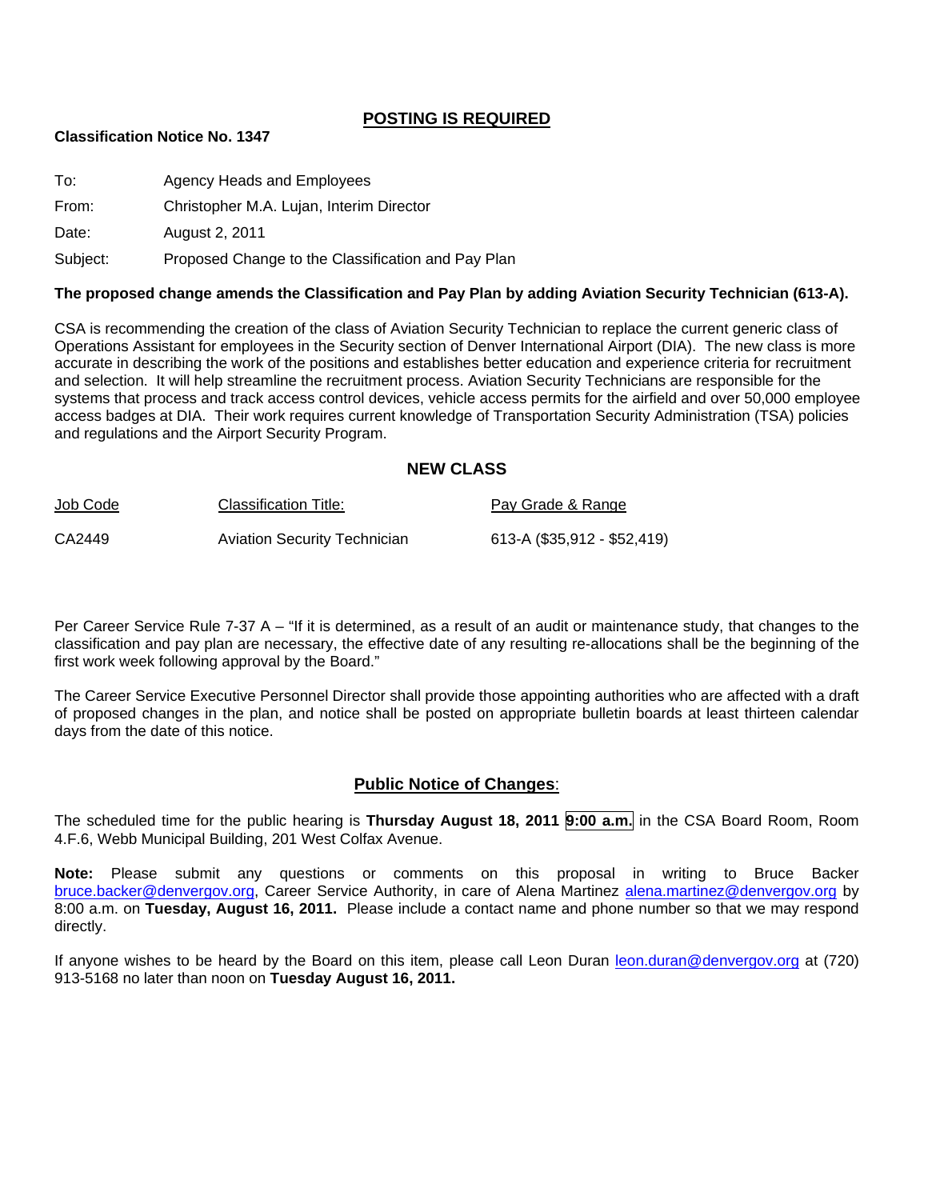## POSTING IS REQUIRED

**Classification Notice No. 1347**

To: Agency Heads and Employees

From: Christopher M.A. Lujan, Interim Director

Date: August 2, 2011

Subject: Proposed Change to the Classification and Pay Plan

**The proposed change amends the Classification and Pay Plan by adding Aviation Security Technician (613-A).**

CSA is recommending the creation of the class of Aviation Security Technician to replace the current generic class of Operations Assistant for employees in the Security section of Denver International Airport (DIA). The new class is more accurate in describing the work of the positions and establishes better education and experience criteria for recruitment and selection. It will help streamline the recruitment process. Aviation Security Technicians are responsible for the systems that process and track access control devices, vehicle access permits for the airfield and over 50,000 employee access badges at DIA. Their work requires current knowledge of Transportation Security Administration (TSA) policies and regulations and the Airport Security Program.

### NEW CLASS

| Job Code | Classification Title: | Pay Grade & Range |
| --- | --- | --- |
| CA2449 | Aviation Security Technician | 613-A ($35,912 - $52,419) |

Per Career Service Rule 7-37 A – "If it is determined, as a result of an audit or maintenance study, that changes to the classification and pay plan are necessary, the effective date of any resulting re-allocations shall be the beginning of the first work week following approval by the Board."

The Career Service Executive Personnel Director shall provide those appointing authorities who are affected with a draft of proposed changes in the plan, and notice shall be posted on appropriate bulletin boards at least thirteen calendar days from the date of this notice.

### Public Notice of Changes:

The scheduled time for the public hearing is **Thursday August 18, 2011 9:00 a.m.** in the CSA Board Room, Room 4.F.6, Webb Municipal Building, 201 West Colfax Avenue.

**Note:** Please submit any questions or comments on this proposal in writing to Bruce Backer bruce.backer@denvergov.org, Career Service Authority, in care of Alena Martinez alena.martinez@denvergov.org by 8:00 a.m. on **Tuesday, August 16, 2011.** Please include a contact name and phone number so that we may respond directly.

If anyone wishes to be heard by the Board on this item, please call Leon Duran leon.duran@denvergov.org at (720) 913-5168 no later than noon on **Tuesday August 16, 2011.**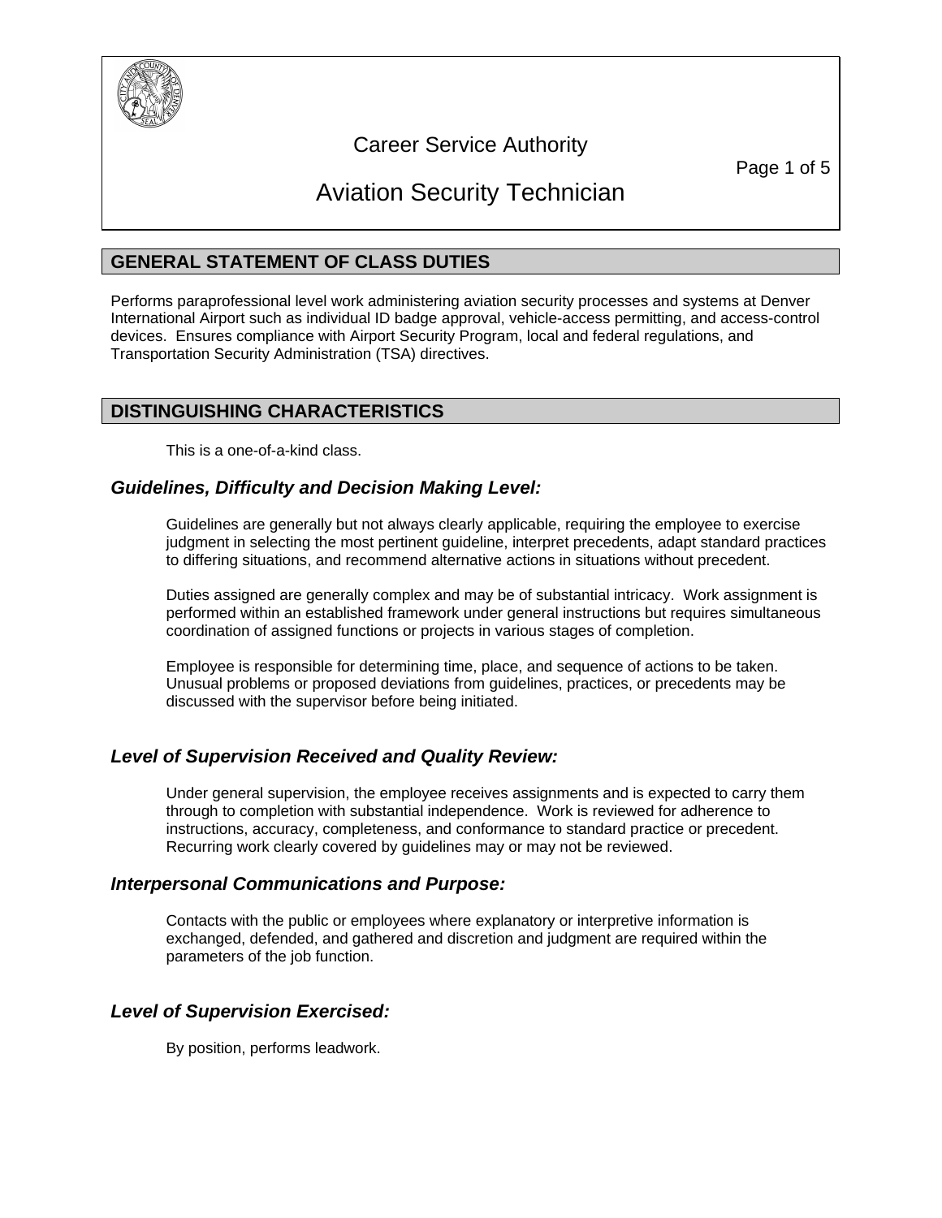# Career Service Authority

# Aviation Security Technician

## GENERAL STATEMENT OF CLASS DUTIES

Performs paraprofessional level work administering aviation security processes and systems at Denver International Airport such as individual ID badge approval, vehicle-access permitting, and access-control devices. Ensures compliance with Airport Security Program, local and federal regulations, and Transportation Security Administration (TSA) directives.

## DISTINGUISHING CHARACTERISTICS

This is a one-of-a-kind class.

### *Guidelines, Difficulty and Decision Making Level:*

Guidelines are generally but not always clearly applicable, requiring the employee to exercise judgment in selecting the most pertinent guideline, interpret precedents, adapt standard practices to differing situations, and recommend alternative actions in situations without precedent.

Duties assigned are generally complex and may be of substantial intricacy. Work assignment is performed within an established framework under general instructions but requires simultaneous coordination of assigned functions or projects in various stages of completion.

Employee is responsible for determining time, place, and sequence of actions to be taken. Unusual problems or proposed deviations from guidelines, practices, or precedents may be discussed with the supervisor before being initiated.

### *Level of Supervision Received and Quality Review:*

Under general supervision, the employee receives assignments and is expected to carry them through to completion with substantial independence. Work is reviewed for adherence to instructions, accuracy, completeness, and conformance to standard practice or precedent. Recurring work clearly covered by guidelines may or may not be reviewed.

### *Interpersonal Communications and Purpose:*

Contacts with the public or employees where explanatory or interpretive information is exchanged, defended, and gathered and discretion and judgment are required within the parameters of the job function.

### *Level of Supervision Exercised:*

By position, performs leadwork.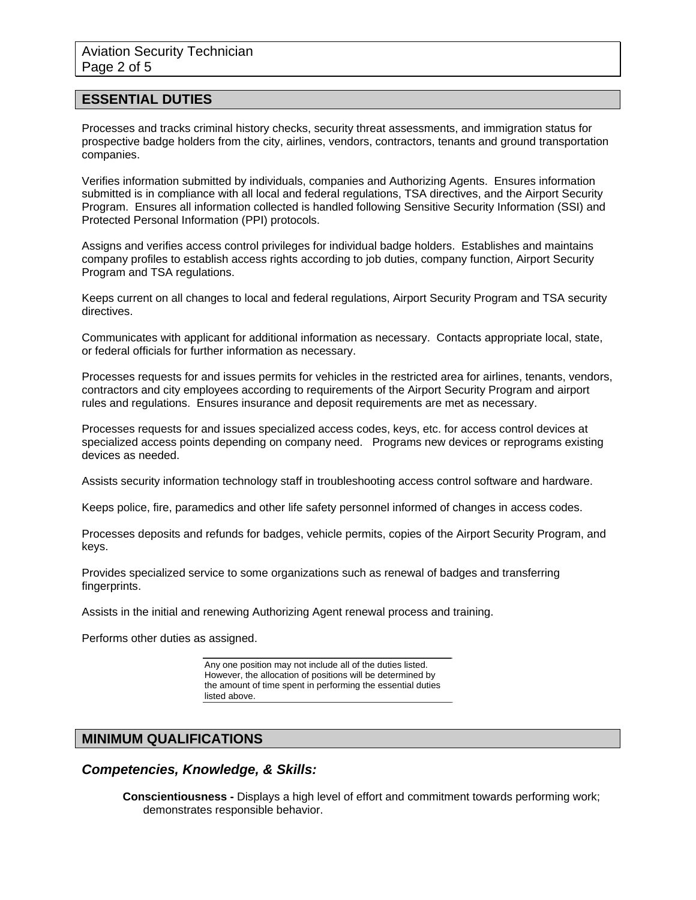## ESSENTIAL DUTIES

Processes and tracks criminal history checks, security threat assessments, and immigration status for prospective badge holders from the city, airlines, vendors, contractors, tenants and ground transportation companies.

Verifies information submitted by individuals, companies and Authorizing Agents. Ensures information submitted is in compliance with all local and federal regulations, TSA directives, and the Airport Security Program. Ensures all information collected is handled following Sensitive Security Information (SSI) and Protected Personal Information (PPI) protocols.

Assigns and verifies access control privileges for individual badge holders. Establishes and maintains company profiles to establish access rights according to job duties, company function, Airport Security Program and TSA regulations.

Keeps current on all changes to local and federal regulations, Airport Security Program and TSA security directives.

Communicates with applicant for additional information as necessary. Contacts appropriate local, state, or federal officials for further information as necessary.

Processes requests for and issues permits for vehicles in the restricted area for airlines, tenants, vendors, contractors and city employees according to requirements of the Airport Security Program and airport rules and regulations. Ensures insurance and deposit requirements are met as necessary.

Processes requests for and issues specialized access codes, keys, etc. for access control devices at specialized access points depending on company need. Programs new devices or reprograms existing devices as needed.

Assists security information technology staff in troubleshooting access control software and hardware.

Keeps police, fire, paramedics and other life safety personnel informed of changes in access codes.

Processes deposits and refunds for badges, vehicle permits, copies of the Airport Security Program, and keys.

Provides specialized service to some organizations such as renewal of badges and transferring fingerprints.

Assists in the initial and renewing Authorizing Agent renewal process and training.

Performs other duties as assigned.

Any one position may not include all of the duties listed. However, the allocation of positions will be determined by the amount of time spent in performing the essential duties listed above.

## MINIMUM QUALIFICATIONS

### *Competencies, Knowledge, & Skills:*

**Conscientiousness -** Displays a high level of effort and commitment towards performing work; demonstrates responsible behavior.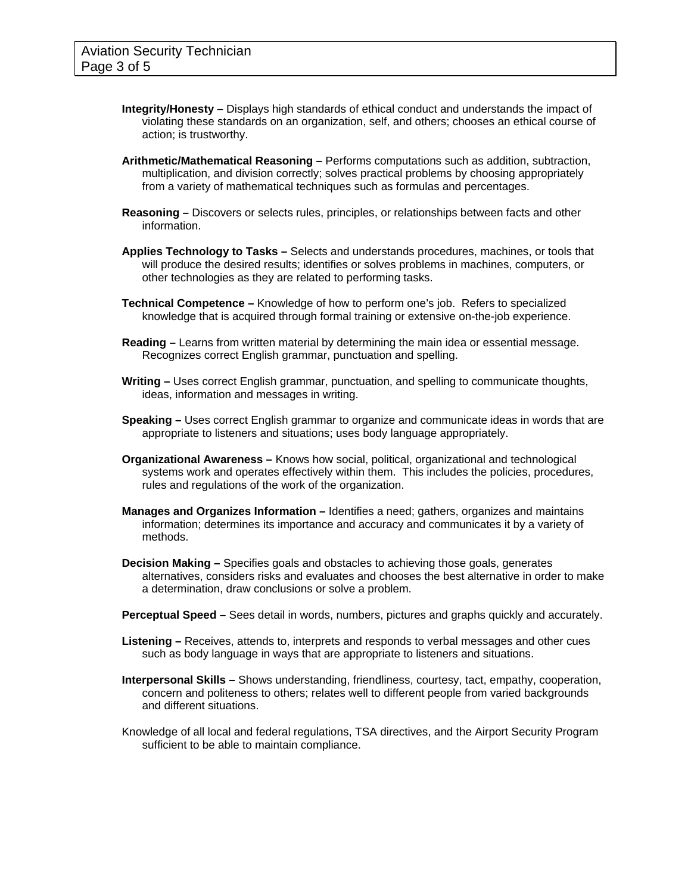**Integrity/Honesty –** Displays high standards of ethical conduct and understands the impact of violating these standards on an organization, self, and others; chooses an ethical course of action; is trustworthy.

**Arithmetic/Mathematical Reasoning –** Performs computations such as addition, subtraction, multiplication, and division correctly; solves practical problems by choosing appropriately from a variety of mathematical techniques such as formulas and percentages.

**Reasoning –** Discovers or selects rules, principles, or relationships between facts and other information.

**Applies Technology to Tasks –** Selects and understands procedures, machines, or tools that will produce the desired results; identifies or solves problems in machines, computers, or other technologies as they are related to performing tasks.

**Technical Competence –** Knowledge of how to perform one's job. Refers to specialized knowledge that is acquired through formal training or extensive on-the-job experience.

**Reading –** Learns from written material by determining the main idea or essential message. Recognizes correct English grammar, punctuation and spelling.

**Writing –** Uses correct English grammar, punctuation, and spelling to communicate thoughts, ideas, information and messages in writing.

**Speaking –** Uses correct English grammar to organize and communicate ideas in words that are appropriate to listeners and situations; uses body language appropriately.

**Organizational Awareness –** Knows how social, political, organizational and technological systems work and operates effectively within them. This includes the policies, procedures, rules and regulations of the work of the organization.

**Manages and Organizes Information –** Identifies a need; gathers, organizes and maintains information; determines its importance and accuracy and communicates it by a variety of methods.

**Decision Making –** Specifies goals and obstacles to achieving those goals, generates alternatives, considers risks and evaluates and chooses the best alternative in order to make a determination, draw conclusions or solve a problem.

**Perceptual Speed –** Sees detail in words, numbers, pictures and graphs quickly and accurately.

**Listening –** Receives, attends to, interprets and responds to verbal messages and other cues such as body language in ways that are appropriate to listeners and situations.

**Interpersonal Skills –** Shows understanding, friendliness, courtesy, tact, empathy, cooperation, concern and politeness to others; relates well to different people from varied backgrounds and different situations.

Knowledge of all local and federal regulations, TSA directives, and the Airport Security Program sufficient to be able to maintain compliance.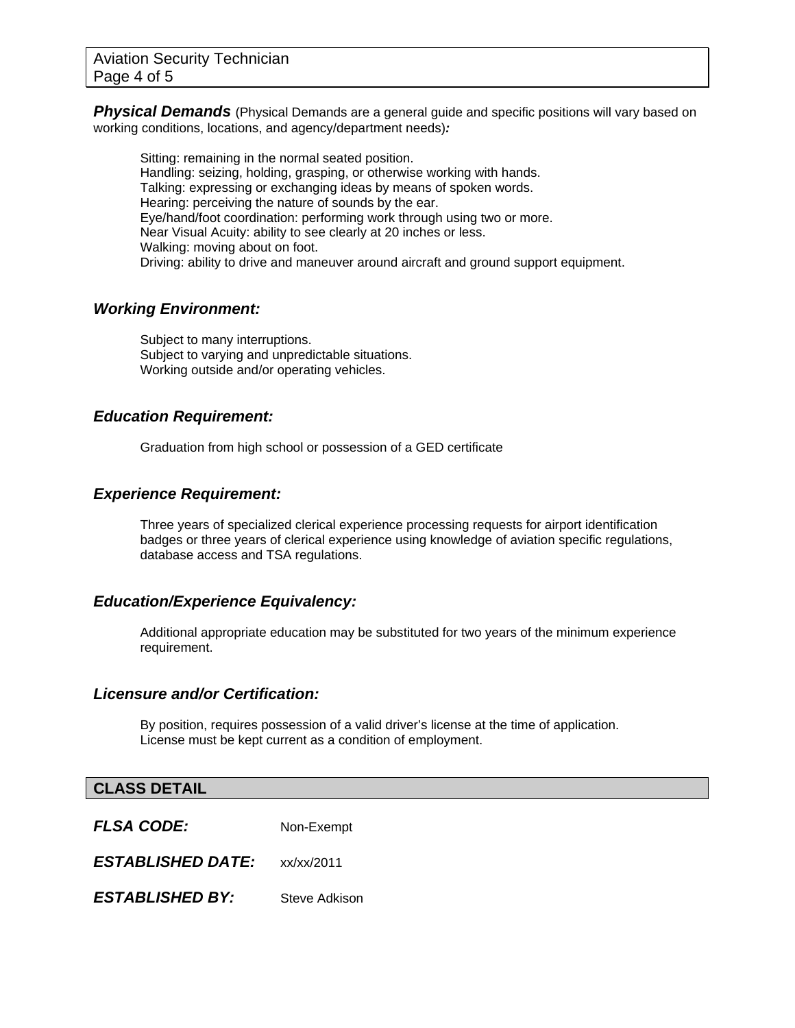***Physical Demands*** (Physical Demands are a general guide and specific positions will vary based on working conditions, locations, and agency/department needs)***:***

Sitting: remaining in the normal seated position.
Handling: seizing, holding, grasping, or otherwise working with hands.
Talking: expressing or exchanging ideas by means of spoken words.
Hearing: perceiving the nature of sounds by the ear.
Eye/hand/foot coordination: performing work through using two or more.
Near Visual Acuity: ability to see clearly at 20 inches or less.
Walking: moving about on foot.
Driving: ability to drive and maneuver around aircraft and ground support equipment.

### *Working Environment:*

Subject to many interruptions.
Subject to varying and unpredictable situations.
Working outside and/or operating vehicles.

### *Education Requirement:*

Graduation from high school or possession of a GED certificate

### *Experience Requirement:*

Three years of specialized clerical experience processing requests for airport identification badges or three years of clerical experience using knowledge of aviation specific regulations, database access and TSA regulations.

### *Education/Experience Equivalency:*

Additional appropriate education may be substituted for two years of the minimum experience requirement.

### *Licensure and/or Certification:*

By position, requires possession of a valid driver's license at the time of application.
License must be kept current as a condition of employment.

## CLASS DETAIL

***FLSA CODE:*** Non-Exempt

***ESTABLISHED DATE:*** xx/xx/2011

***ESTABLISHED BY:*** Steve Adkison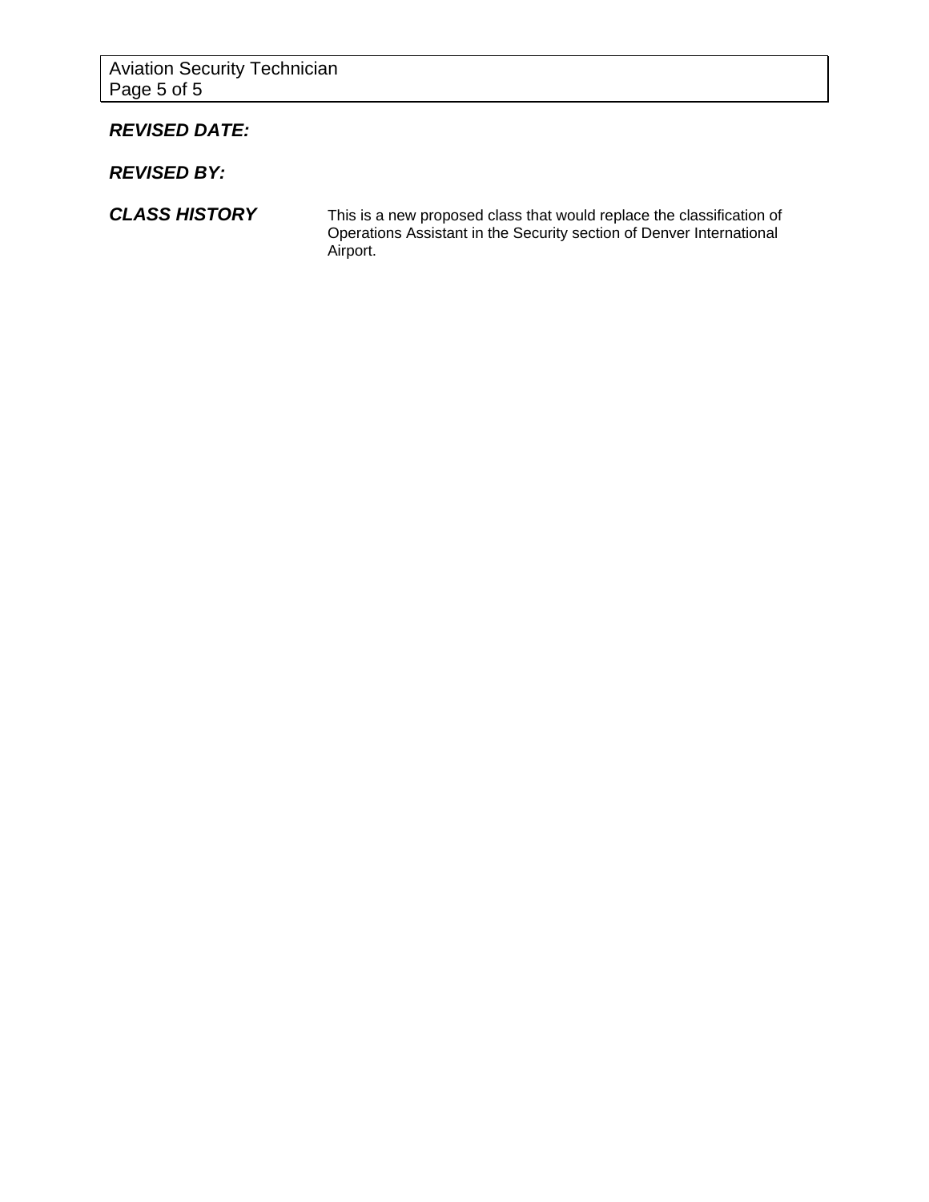***REVISED DATE:***

***REVISED BY:***

***CLASS HISTORY***

This is a new proposed class that would replace the classification of Operations Assistant in the Security section of Denver International Airport.